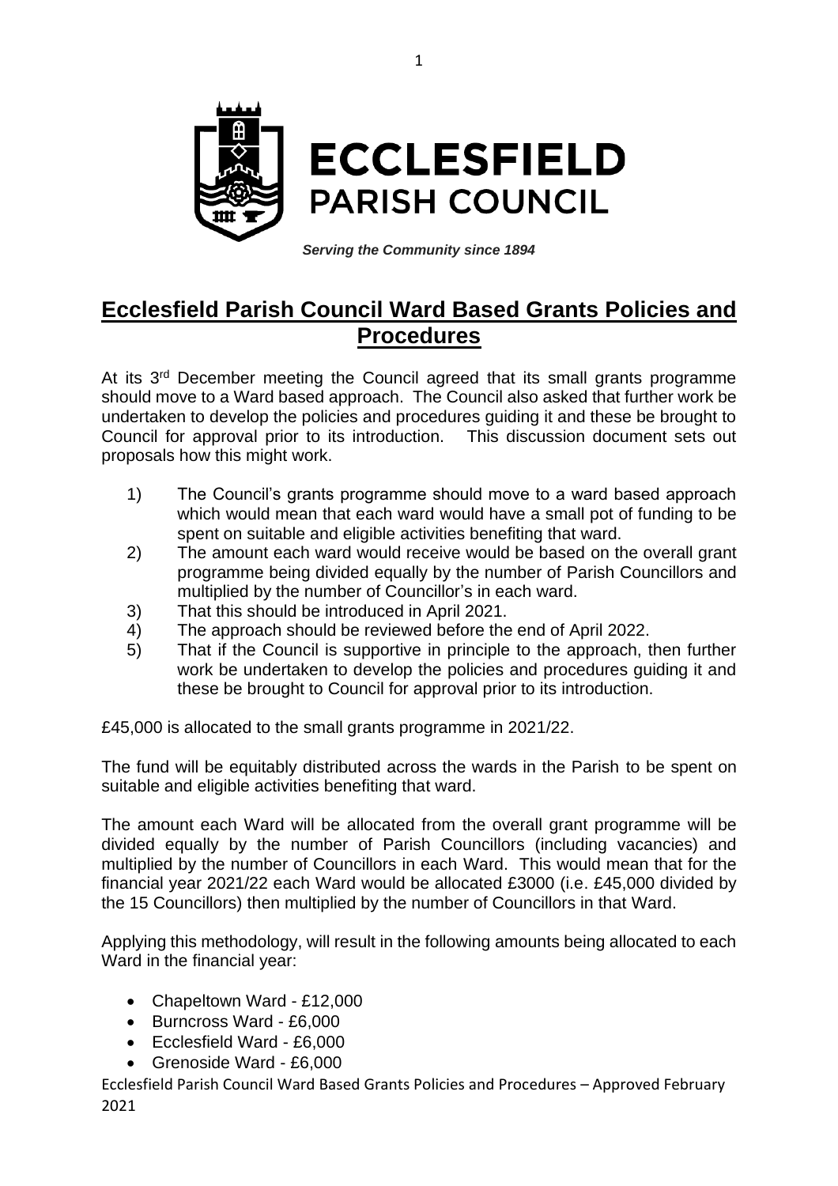**ECCLESFIELD PARISH COUNCIL**

*Serving the Community since 1894*

# Ecclesfield Parish Council Ward Based Grants Policies and Procedures

At its 3rd December meeting the Council agreed that its small grants programme should move to a Ward based approach. The Council also asked that further work be undertaken to develop the policies and procedures guiding it and these be brought to Council for approval prior to its introduction. This discussion document sets out proposals how this might work.

1) The Council's grants programme should move to a ward based approach which would mean that each ward would have a small pot of funding to be spent on suitable and eligible activities benefiting that ward.
2) The amount each ward would receive would be based on the overall grant programme being divided equally by the number of Parish Councillors and multiplied by the number of Councillor's in each ward.
3) That this should be introduced in April 2021.
4) The approach should be reviewed before the end of April 2022.
5) That if the Council is supportive in principle to the approach, then further work be undertaken to develop the policies and procedures guiding it and these be brought to Council for approval prior to its introduction.

£45,000 is allocated to the small grants programme in 2021/22.

The fund will be equitably distributed across the wards in the Parish to be spent on suitable and eligible activities benefiting that ward.

The amount each Ward will be allocated from the overall grant programme will be divided equally by the number of Parish Councillors (including vacancies) and multiplied by the number of Councillors in each Ward. This would mean that for the financial year 2021/22 each Ward would be allocated £3000 (i.e. £45,000 divided by the 15 Councillors) then multiplied by the number of Councillors in that Ward.

Applying this methodology, will result in the following amounts being allocated to each Ward in the financial year:

- Chapeltown Ward - £12,000
- Burncross Ward - £6,000
- Ecclesfield Ward - £6,000
- Grenoside Ward - £6,000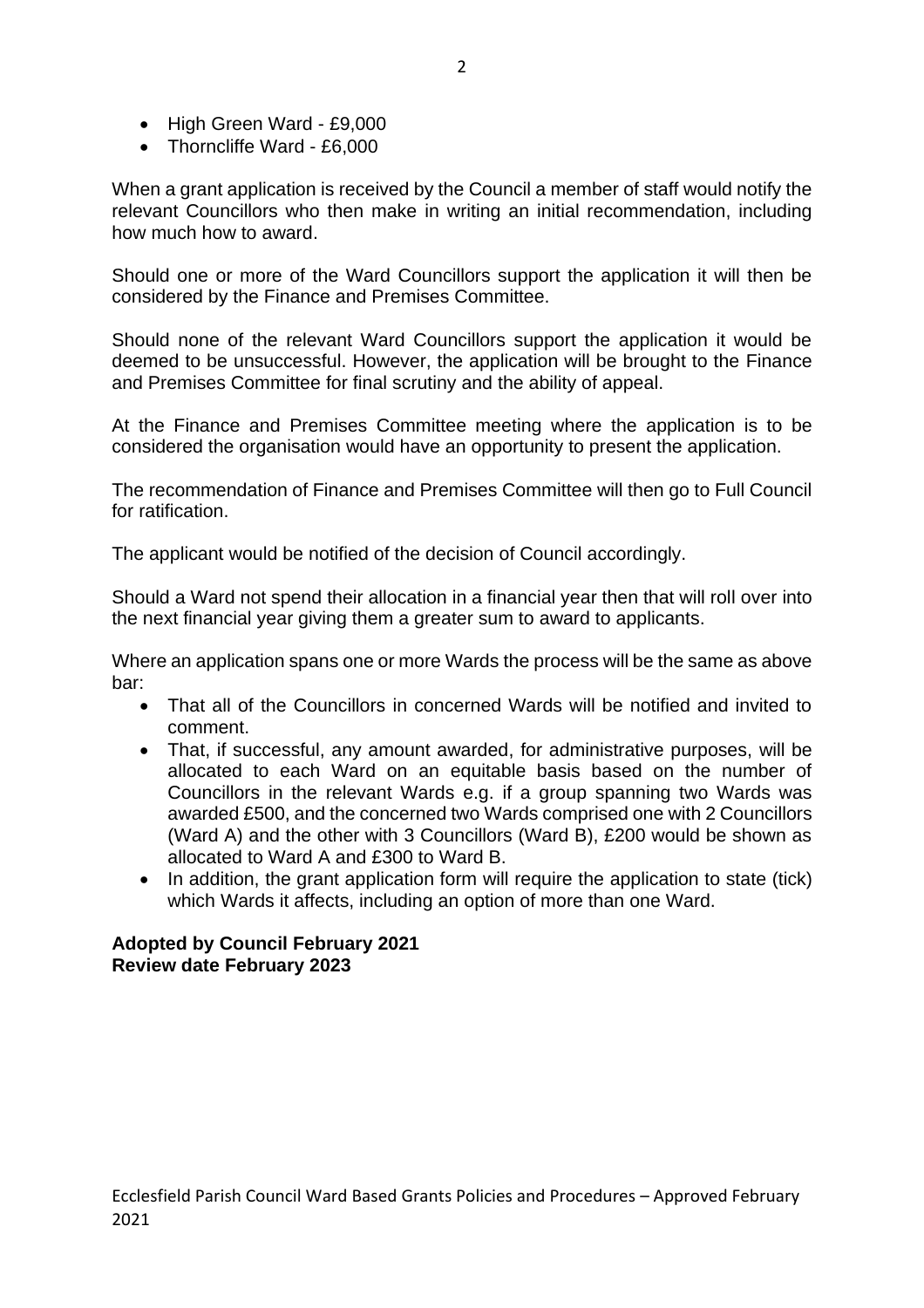- High Green Ward - £9,000
- Thorncliffe Ward - £6,000

When a grant application is received by the Council a member of staff would notify the relevant Councillors who then make in writing an initial recommendation, including how much how to award.

Should one or more of the Ward Councillors support the application it will then be considered by the Finance and Premises Committee.

Should none of the relevant Ward Councillors support the application it would be deemed to be unsuccessful. However, the application will be brought to the Finance and Premises Committee for final scrutiny and the ability of appeal.

At the Finance and Premises Committee meeting where the application is to be considered the organisation would have an opportunity to present the application.

The recommendation of Finance and Premises Committee will then go to Full Council for ratification.

The applicant would be notified of the decision of Council accordingly.

Should a Ward not spend their allocation in a financial year then that will roll over into the next financial year giving them a greater sum to award to applicants.

Where an application spans one or more Wards the process will be the same as above bar:

- That all of the Councillors in concerned Wards will be notified and invited to comment.
- That, if successful, any amount awarded, for administrative purposes, will be allocated to each Ward on an equitable basis based on the number of Councillors in the relevant Wards e.g. if a group spanning two Wards was awarded £500, and the concerned two Wards comprised one with 2 Councillors (Ward A) and the other with 3 Councillors (Ward B), £200 would be shown as allocated to Ward A and £300 to Ward B.
- In addition, the grant application form will require the application to state (tick) which Wards it affects, including an option of more than one Ward.

**Adopted by Council February 2021**
**Review date February 2023**